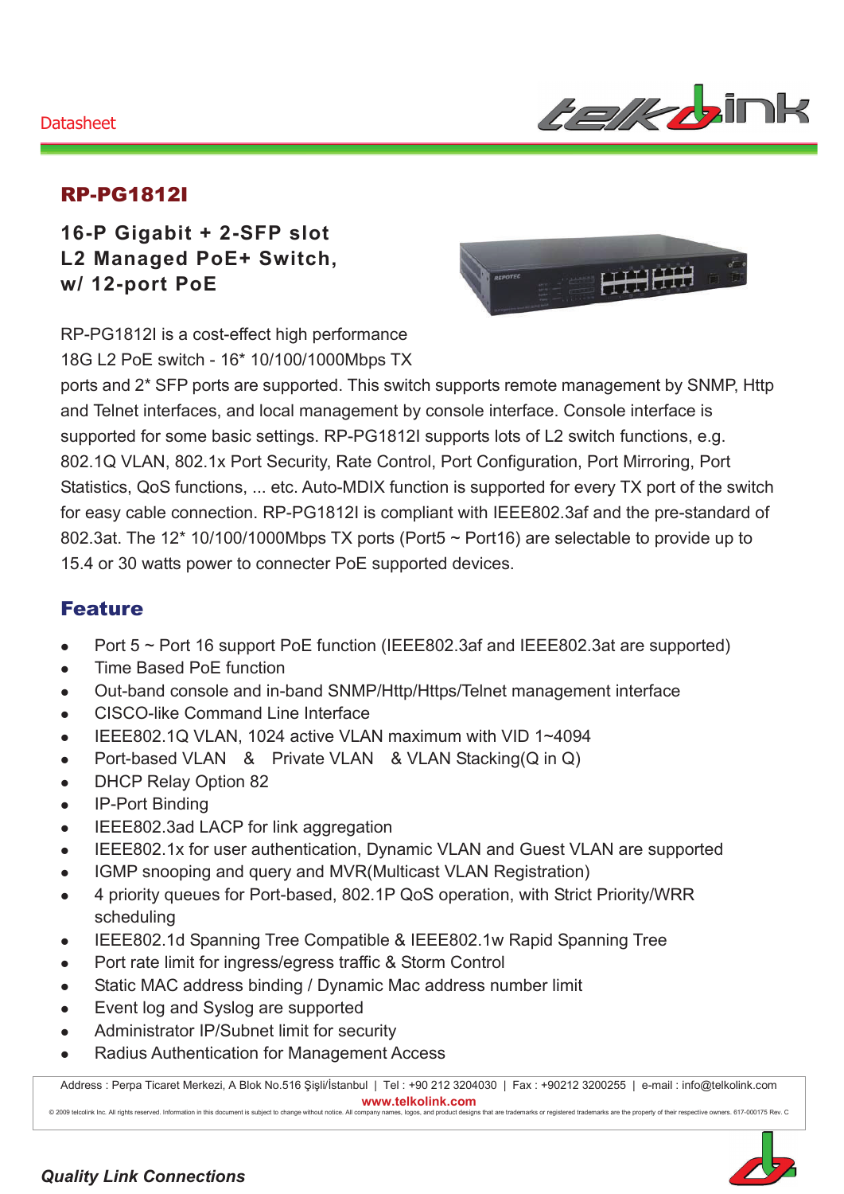Datasheet

# RP-PG1812I

## 16-P Gigabit + 2-SFP slot L2 Managed PoE+ Switch, w/ 12-port PoE

RP-PG1812I is a cost-effect high performance 18G L2 PoE switch - 16* 10/100/1000Mbps TX ports and 2* SFP ports are supported. This switch supports remote management by SNMP, Http and Telnet interfaces, and local management by console interface. Console interface is supported for some basic settings. RP-PG1812I supports lots of L2 switch functions, e.g. 802.1Q VLAN, 802.1x Port Security, Rate Control, Port Configuration, Port Mirroring, Port Statistics, QoS functions, ... etc. Auto-MDIX function is supported for every TX port of the switch for easy cable connection. RP-PG1812I is compliant with IEEE802.3af and the pre-standard of 802.3at. The 12* 10/100/1000Mbps TX ports (Port5 ~ Port16) are selectable to provide up to 15.4 or 30 watts power to connecter PoE supported devices.

## Feature

- Port 5 ~ Port 16 support PoE function (IEEE802.3af and IEEE802.3at are supported)
- Time Based PoE function
- Out-band console and in-band SNMP/Http/Https/Telnet management interface
- CISCO-like Command Line Interface
- IEEE802.1Q VLAN, 1024 active VLAN maximum with VID 1~4094
- Port-based VLAN & Private VLAN & VLAN Stacking(Q in Q)
- DHCP Relay Option 82
- IP-Port Binding
- IEEE802.3ad LACP for link aggregation
- IEEE802.1x for user authentication, Dynamic VLAN and Guest VLAN are supported
- IGMP snooping and query and MVR(Multicast VLAN Registration)
- 4 priority queues for Port-based, 802.1P QoS operation, with Strict Priority/WRR scheduling
- IEEE802.1d Spanning Tree Compatible & IEEE802.1w Rapid Spanning Tree
- Port rate limit for ingress/egress traffic & Storm Control
- Static MAC address binding / Dynamic Mac address number limit
- Event log and Syslog are supported
- Administrator IP/Subnet limit for security
- Radius Authentication for Management Access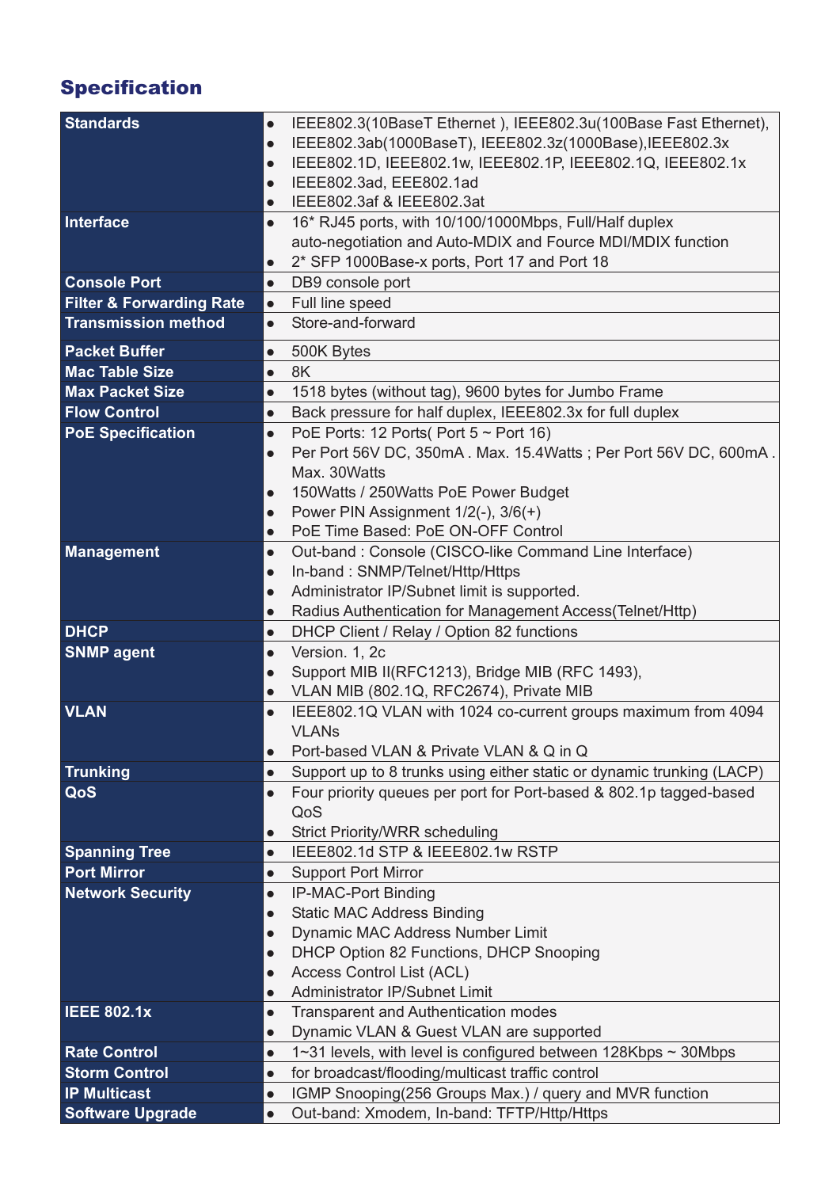## Specification

| | |
|---|---|
| **Standards** | • IEEE802.3(10BaseT Ethernet ), IEEE802.3u(100Base Fast Ethernet),<br>• IEEE802.3ab(1000BaseT), IEEE802.3z(1000Base),IEEE802.3x<br>• IEEE802.1D, IEEE802.1w, IEEE802.1P, IEEE802.1Q, IEEE802.1x<br>• IEEE802.3ad, EEE802.1ad<br>• IEEE802.3af & IEEE802.3at |
| **Interface** | • 16* RJ45 ports, with 10/100/1000Mbps, Full/Half duplex auto-negotiation and Auto-MDIX and Fource MDI/MDIX function<br>• 2* SFP 1000Base-x ports, Port 17 and Port 18 |
| **Console Port** | • DB9 console port |
| **Filter & Forwarding Rate** | • Full line speed |
| **Transmission method** | • Store-and-forward |
| **Packet Buffer** | • 500K Bytes |
| **Mac Table Size** | • 8K |
| **Max Packet Size** | • 1518 bytes (without tag), 9600 bytes for Jumbo Frame |
| **Flow Control** | • Back pressure for half duplex, IEEE802.3x for full duplex |
| **PoE Specification** | • PoE Ports: 12 Ports( Port 5 ~ Port 16)<br>• Per Port 56V DC, 350mA . Max. 15.4Watts ; Per Port 56V DC, 600mA . Max. 30Watts<br>• 150Watts / 250Watts PoE Power Budget<br>• Power PIN Assignment 1/2(-), 3/6(+)<br>• PoE Time Based: PoE ON-OFF Control |
| **Management** | • Out-band : Console (CISCO-like Command Line Interface)<br>• In-band : SNMP/Telnet/Http/Https<br>• Administrator IP/Subnet limit is supported.<br>• Radius Authentication for Management Access(Telnet/Http) |
| **DHCP** | • DHCP Client / Relay / Option 82 functions |
| **SNMP agent** | • Version. 1, 2c<br>• Support MIB II(RFC1213), Bridge MIB (RFC 1493),<br>• VLAN MIB (802.1Q, RFC2674), Private MIB |
| **VLAN** | • IEEE802.1Q VLAN with 1024 co-current groups maximum from 4094 VLANs<br>• Port-based VLAN & Private VLAN & Q in Q |
| **Trunking** | • Support up to 8 trunks using either static or dynamic trunking (LACP) |
| **QoS** | • Four priority queues per port for Port-based & 802.1p tagged-based QoS<br>• Strict Priority/WRR scheduling |
| **Spanning Tree** | • IEEE802.1d STP & IEEE802.1w RSTP |
| **Port Mirror** | • Support Port Mirror |
| **Network Security** | • IP-MAC-Port Binding<br>• Static MAC Address Binding<br>• Dynamic MAC Address Number Limit<br>• DHCP Option 82 Functions, DHCP Snooping<br>• Access Control List (ACL)<br>• Administrator IP/Subnet Limit |
| **IEEE 802.1x** | • Transparent and Authentication modes<br>• Dynamic VLAN & Guest VLAN are supported |
| **Rate Control** | • 1~31 levels, with level is configured between 128Kbps ~ 30Mbps |
| **Storm Control** | • for broadcast/flooding/multicast traffic control |
| **IP Multicast** | • IGMP Snooping(256 Groups Max.) / query and MVR function |
| **Software Upgrade** | • Out-band: Xmodem, In-band: TFTP/Http/Https |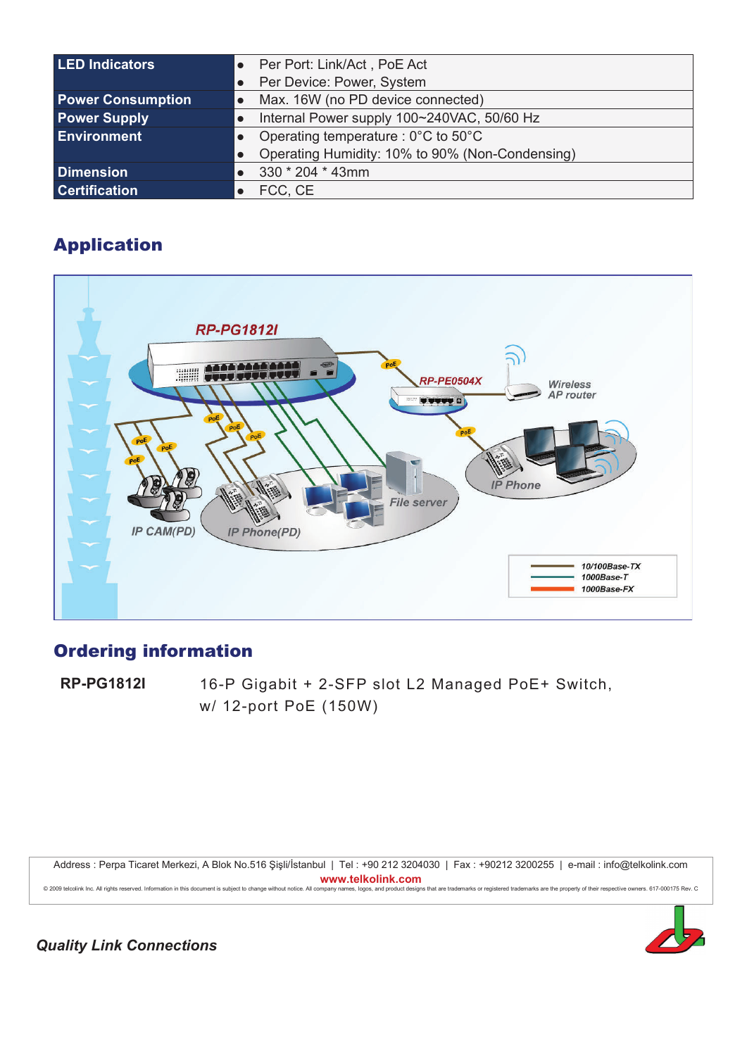| | |
|---|---|
| **LED Indicators** | ● Per Port: Link/Act , PoE Act<br>● Per Device: Power, System |
| **Power Consumption** | ● Max. 16W (no PD device connected) |
| **Power Supply** | ● Internal Power supply 100~240VAC, 50/60 Hz |
| **Environment** | ● Operating temperature : 0°C to 50°C<br>● Operating Humidity: 10% to 90% (Non-Condensing) |
| **Dimension** | ● 330 * 204 * 43mm |
| **Certification** | ● FCC, CE |

## Application

RP-PG1812I

PoE

RP-PE0504X

Wireless AP router

IP Phone

File server

IP CAM(PD)

IP Phone(PD)

10/100Base-TX

1000Base-T

1000Base-FX

## Ordering information

| | |
|---|---|
| **RP-PG1812I** | 16-P Gigabit + 2-SFP slot L2 Managed PoE+ Switch, w/ 12-port PoE (150W) |

Address : Perpa Ticaret Merkezi, A Blok No.516 Şişli/İstanbul | Tel : +90 212 3204030 | Fax : +90212 3200255 | e-mail : info@telkolink.com

**www.telkolink.com**

© 2009 telcolink Inc. All rights reserved. Information in this document is subject to change without notice. All company names, logos, and product designs that are trademarks or registered trademarks are the property of their respective owners. 617-000175 Rev. C

***Quality Link Connections***